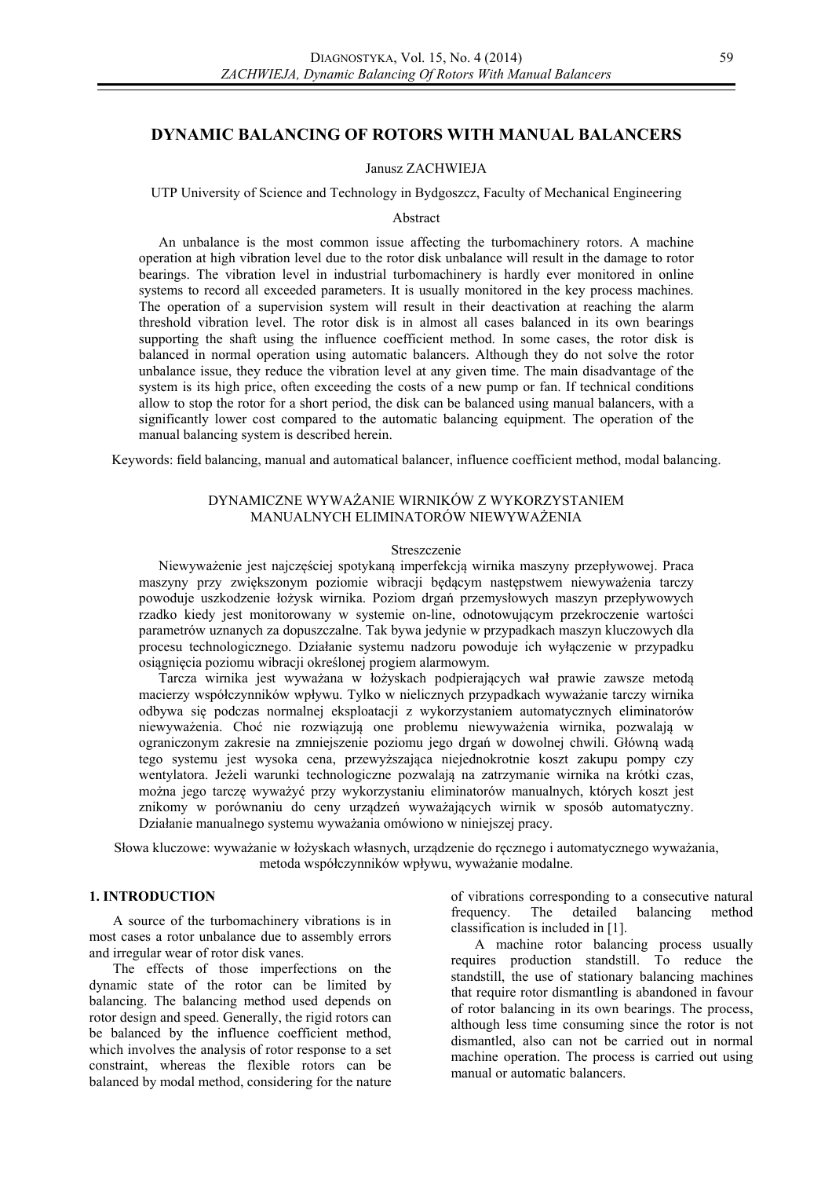# DYNAMIC BALANCING OF ROTORS WITH MANUAL BALANCERS

Janusz ZACHWIEJA

UTP University of Science and Technology in Bydgoszcz, Faculty of Mechanical Engineering

## Abstract

An unbalance is the most common issue affecting the turbomachinery rotors. A machine operation at high vibration level due to the rotor disk unbalance will result in the damage to rotor bearings. The vibration level in industrial turbomachinery is hardly ever monitored in online systems to record all exceeded parameters. It is usually monitored in the key process machines. The operation of a supervision system will result in their deactivation at reaching the alarm threshold vibration level. The rotor disk is in almost all cases balanced in its own bearings supporting the shaft using the influence coefficient method. In some cases, the rotor disk is balanced in normal operation using automatic balancers. Although they do not solve the rotor unbalance issue, they reduce the vibration level at any given time. The main disadvantage of the system is its high price, often exceeding the costs of a new pump or fan. If technical conditions allow to stop the rotor for a short period, the disk can be balanced using manual balancers, with a significantly lower cost compared to the automatic balancing equipment. The operation of the manual balancing system is described herein.

Keywords: field balancing, manual and automatical balancer, influence coefficient method, modal balancing.

## DYNAMICZNE WYWAŻANIE WIRNIKÓW Z WYKORZYSTANIEM MANUALNYCH ELIMINATORÓW NIEWYWAŻENIA

### Streszczenie

Niewyważenie jest najczęściej spotykaną imperfekcją wirnika maszyny przepływowej. Praca maszyny przy zwiększonym poziomie wibracji będącym następstwem niewyważenia tarczy powoduje uszkodzenie łożysk wirnika. Poziom drgań przemysłowych maszyn przepływowych rzadko kiedy jest monitorowany w systemie on-line, odnotowującym przekroczenie wartości parametrów uznanych za dopuszczalne. Tak bywa jedynie w przypadkach maszyn kluczowych dla procesu technologicznego. Działanie systemu nadzoru powoduje ich wyłączenie w przypadku osiągnięcia poziomu wibracji określonej progiem alarmowym.

Tarcza wirnika jest wyważana w łożyskach podpierających wał prawie zawsze metodą macierzy współczynników wpływu. Tylko w nielicznych przypadkach wyważanie tarczy wirnika odbywa się podczas normalnej eksploatacji z wykorzystaniem automatycznych eliminatorów niewyważenia. Choć nie rozwiązują one problemu niewyważenia wirnika, pozwalają w ograniczonym zakresie na zmniejszenie poziomu jego drgań w dowolnej chwili. Główną wadą tego systemu jest wysoka cena, przewyższająca niejednokrotnie koszt zakupu pompy czy wentylatora. Jeżeli warunki technologiczne pozwalają na zatrzymanie wirnika na krótki czas, można jego tarczę wyważyć przy wykorzystaniu eliminatorów manualnych, których koszt jest znikomy w porównaniu do ceny urządzeń wyważających wirnik w sposób automatyczny. Działanie manualnego systemu wyważania omówiono w niniejszej pracy.

Słowa kluczowe: wyważanie w łożyskach własnych, urządzenie do ręcznego i automatycznego wyważania, metoda współczynników wpływu, wyważanie modalne.

## 1. INTRODUCTION

A source of the turbomachinery vibrations is in most cases a rotor unbalance due to assembly errors and irregular wear of rotor disk vanes.

The effects of those imperfections on the dynamic state of the rotor can be limited by balancing. The balancing method used depends on rotor design and speed. Generally, the rigid rotors can be balanced by the influence coefficient method, which involves the analysis of rotor response to a set constraint, whereas the flexible rotors can be balanced by modal method, considering for the nature of vibrations corresponding to a consecutive natural frequency. The detailed balancing method classification is included in [1].

A machine rotor balancing process usually requires production standstill. To reduce the standstill, the use of stationary balancing machines that require rotor dismantling is abandoned in favour of rotor balancing in its own bearings. The process, although less time consuming since the rotor is not dismantled, also can not be carried out in normal machine operation. The process is carried out using manual or automatic balancers.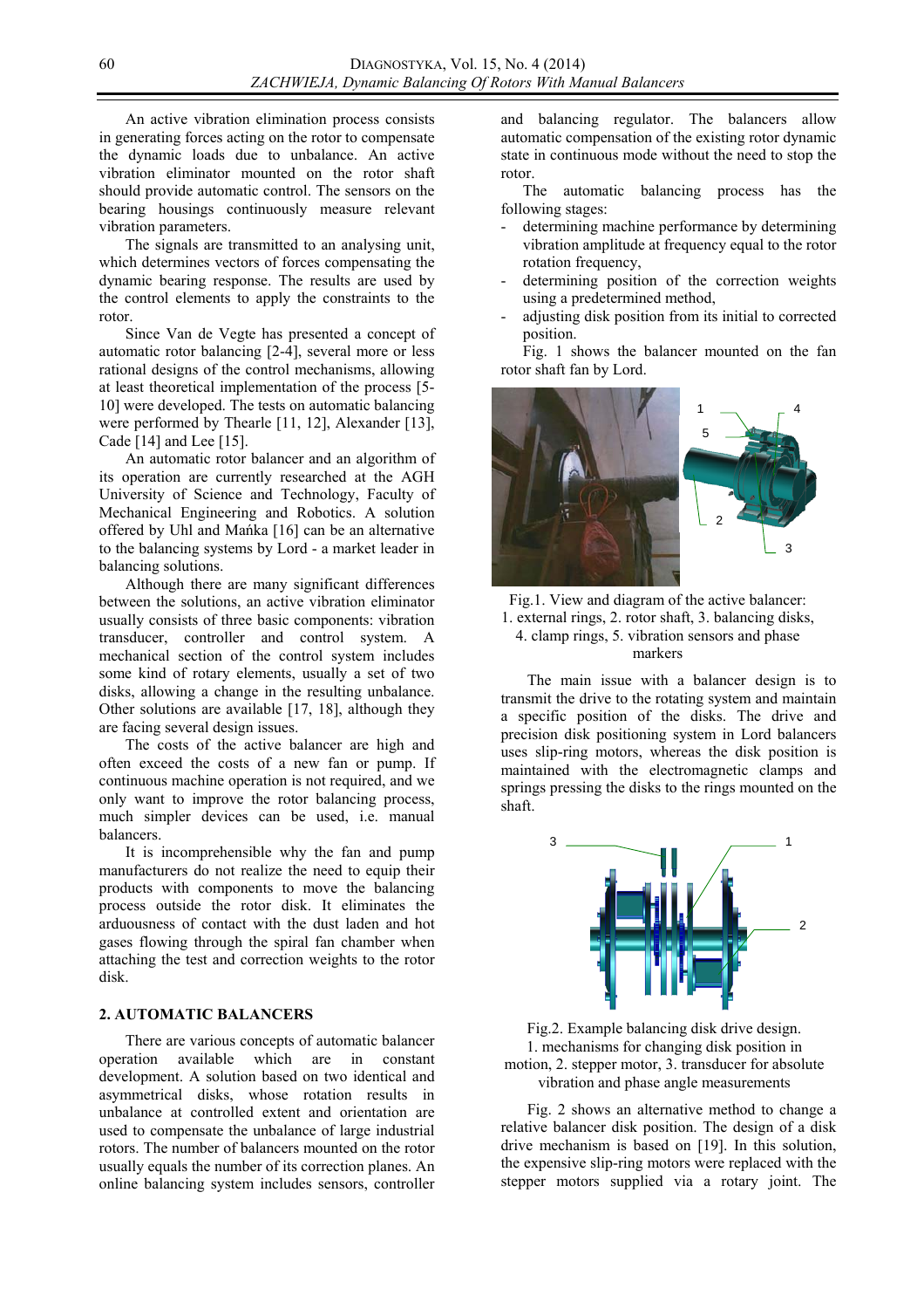An active vibration elimination process consists in generating forces acting on the rotor to compensate the dynamic loads due to unbalance. An active vibration eliminator mounted on the rotor shaft should provide automatic control. The sensors on the bearing housings continuously measure relevant vibration parameters.

The signals are transmitted to an analysing unit, which determines vectors of forces compensating the dynamic bearing response. The results are used by the control elements to apply the constraints to the rotor.

Since Van de Vegte has presented a concept of automatic rotor balancing [2-4], several more or less rational designs of the control mechanisms, allowing at least theoretical implementation of the process [5-10] were developed. The tests on automatic balancing were performed by Thearle [11, 12], Alexander [13], Cade [14] and Lee [15].

An automatic rotor balancer and an algorithm of its operation are currently researched at the AGH University of Science and Technology, Faculty of Mechanical Engineering and Robotics. A solution offered by Uhl and Mańka [16] can be an alternative to the balancing systems by Lord - a market leader in balancing solutions.

Although there are many significant differences between the solutions, an active vibration eliminator usually consists of three basic components: vibration transducer, controller and control system. A mechanical section of the control system includes some kind of rotary elements, usually a set of two disks, allowing a change in the resulting unbalance. Other solutions are available [17, 18], although they are facing several design issues.

The costs of the active balancer are high and often exceed the costs of a new fan or pump. If continuous machine operation is not required, and we only want to improve the rotor balancing process, much simpler devices can be used, i.e. manual balancers.

It is incomprehensible why the fan and pump manufacturers do not realize the need to equip their products with components to move the balancing process outside the rotor disk. It eliminates the arduousness of contact with the dust laden and hot gases flowing through the spiral fan chamber when attaching the test and correction weights to the rotor disk.

## 2. AUTOMATIC BALANCERS

There are various concepts of automatic balancer operation available which are in constant development. A solution based on two identical and asymmetrical disks, whose rotation results in unbalance at controlled extent and orientation are used to compensate the unbalance of large industrial rotors. The number of balancers mounted on the rotor usually equals the number of its correction planes. An online balancing system includes sensors, controller and balancing regulator. The balancers allow automatic compensation of the existing rotor dynamic state in continuous mode without the need to stop the rotor.

The automatic balancing process has the following stages:

- determining machine performance by determining vibration amplitude at frequency equal to the rotor rotation frequency,
- determining position of the correction weights using a predetermined method,
- adjusting disk position from its initial to corrected position.

Fig. 1 shows the balancer mounted on the fan rotor shaft fan by Lord.

Fig.1. View and diagram of the active balancer: 1. external rings, 2. rotor shaft, 3. balancing disks, 4. clamp rings, 5. vibration sensors and phase markers

The main issue with a balancer design is to transmit the drive to the rotating system and maintain a specific position of the disks. The drive and precision disk positioning system in Lord balancers uses slip-ring motors, whereas the disk position is maintained with the electromagnetic clamps and springs pressing the disks to the rings mounted on the shaft.

Fig.2. Example balancing disk drive design. 1. mechanisms for changing disk position in motion, 2. stepper motor, 3. transducer for absolute vibration and phase angle measurements

Fig. 2 shows an alternative method to change a relative balancer disk position. The design of a disk drive mechanism is based on [19]. In this solution, the expensive slip-ring motors were replaced with the stepper motors supplied via a rotary joint. The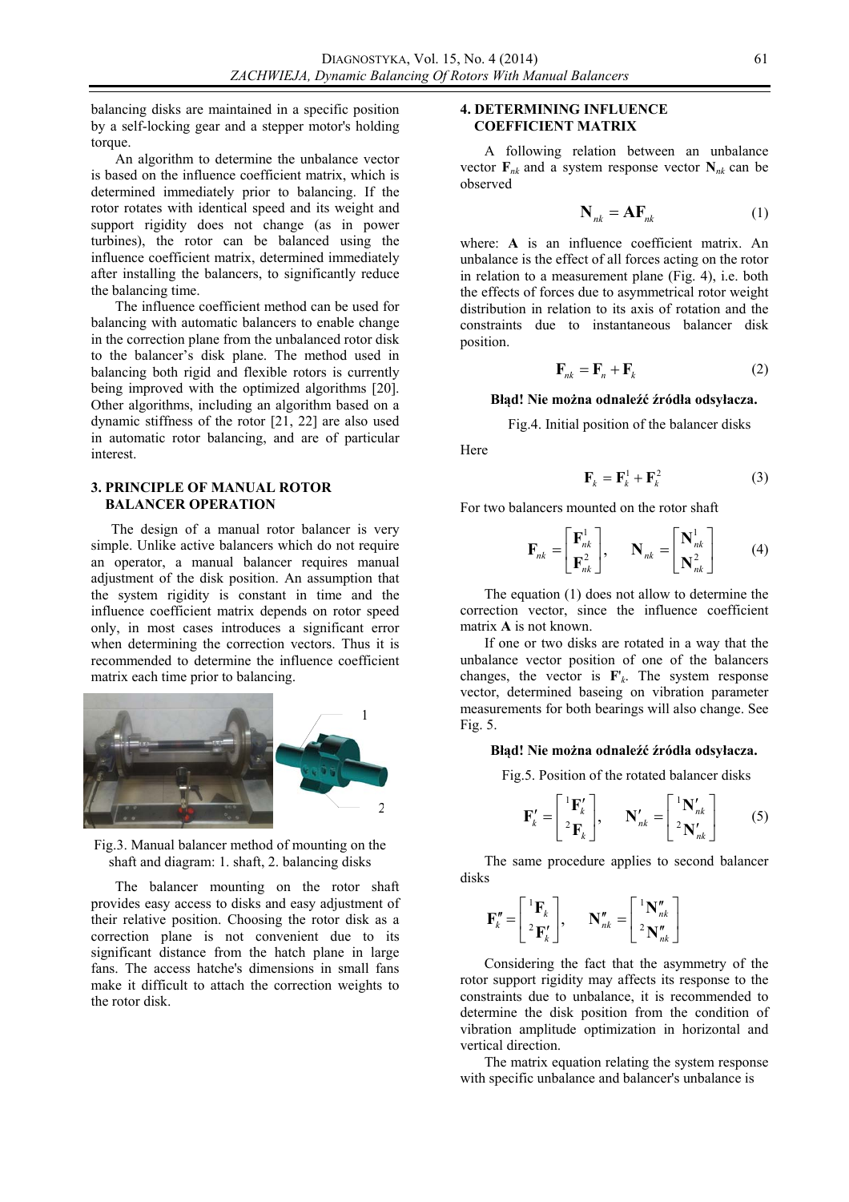balancing disks are maintained in a specific position by a self-locking gear and a stepper motor's holding torque.

An algorithm to determine the unbalance vector is based on the influence coefficient matrix, which is determined immediately prior to balancing. If the rotor rotates with identical speed and its weight and support rigidity does not change (as in power turbines), the rotor can be balanced using the influence coefficient matrix, determined immediately after installing the balancers, to significantly reduce the balancing time.

The influence coefficient method can be used for balancing with automatic balancers to enable change in the correction plane from the unbalanced rotor disk to the balancer's disk plane. The method used in balancing both rigid and flexible rotors is currently being improved with the optimized algorithms [20]. Other algorithms, including an algorithm based on a dynamic stiffness of the rotor [21, 22] are also used in automatic rotor balancing, and are of particular interest.

## 3. PRINCIPLE OF MANUAL ROTOR BALANCER OPERATION

The design of a manual rotor balancer is very simple. Unlike active balancers which do not require an operator, a manual balancer requires manual adjustment of the disk position. An assumption that the system rigidity is constant in time and the influence coefficient matrix depends on rotor speed only, in most cases introduces a significant error when determining the correction vectors. Thus it is recommended to determine the influence coefficient matrix each time prior to balancing.

Fig.3. Manual balancer method of mounting on the shaft and diagram: 1. shaft, 2. balancing disks

The balancer mounting on the rotor shaft provides easy access to disks and easy adjustment of their relative position. Choosing the rotor disk as a correction plane is not convenient due to its significant distance from the hatch plane in large fans. The access hatche's dimensions in small fans make it difficult to attach the correction weights to the rotor disk.

## 4. DETERMINING INFLUENCE COEFFICIENT MATRIX

A following relation between an unbalance vector $\mathbf{F}_{nk}$ and a system response vector $\mathbf{N}_{nk}$ can be observed

$$\mathbf{N}_{nk} = \mathbf{A}\mathbf{F}_{nk} \tag{1}$$

where: $\mathbf{A}$ is an influence coefficient matrix. An unbalance is the effect of all forces acting on the rotor in relation to a measurement plane (Fig. 4), i.e. both the effects of forces due to asymmetrical rotor weight distribution in relation to its axis of rotation and the constraints due to instantaneous balancer disk position.

$$\mathbf{F}_{nk} = \mathbf{F}_n + \mathbf{F}_k \tag{2}$$

**Błąd! Nie można odnaleźć źródła odsyłacza.**

Fig.4. Initial position of the balancer disks

Here

$$\mathbf{F}_k = \mathbf{F}_k^1 + \mathbf{F}_k^2 \tag{3}$$

For two balancers mounted on the rotor shaft

$$\mathbf{F}_{nk} = \begin{bmatrix} \mathbf{F}_{nk}^1 \\ \mathbf{F}_{nk}^2 \end{bmatrix}, \quad \mathbf{N}_{nk} = \begin{bmatrix} \mathbf{N}_{nk}^1 \\ \mathbf{N}_{nk}^2 \end{bmatrix} \tag{4}$$

The equation (1) does not allow to determine the correction vector, since the influence coefficient matrix $\mathbf{A}$ is not known.

If one or two disks are rotated in a way that the unbalance vector position of one of the balancers changes, the vector is $\mathbf{F}'_k$. The system response vector, determined baseing on vibration parameter measurements for both bearings will also change. See Fig. 5.

**Błąd! Nie można odnaleźć źródła odsyłacza.**

Fig.5. Position of the rotated balancer disks

$$\mathbf{F}'_k = \begin{bmatrix} {}^1\mathbf{F}'_k \\ {}^2\mathbf{F}_k \end{bmatrix}, \quad \mathbf{N}'_{nk} = \begin{bmatrix} {}^1\mathbf{N}'_{nk} \\ {}^2\mathbf{N}'_{nk} \end{bmatrix} \tag{5}$$

The same procedure applies to second balancer disks

$$\mathbf{F}''_k = \begin{bmatrix} {}^1\mathbf{F}_k \\ {}^2\mathbf{F}'_k \end{bmatrix}, \quad \mathbf{N}''_{nk} = \begin{bmatrix} {}^1\mathbf{N}''_{nk} \\ {}^2\mathbf{N}''_{nk} \end{bmatrix}$$

Considering the fact that the asymmetry of the rotor support rigidity may affects its response to the constraints due to unbalance, it is recommended to determine the disk position from the condition of vibration amplitude optimization in horizontal and vertical direction.

The matrix equation relating the system response with specific unbalance and balancer's unbalance is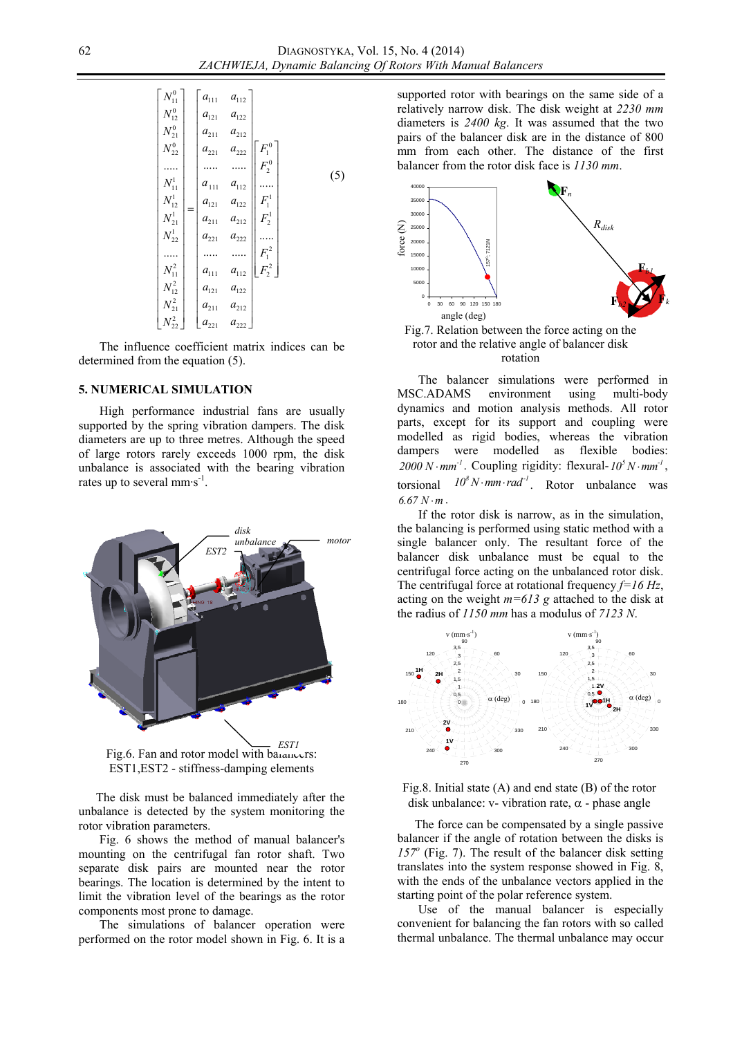$$\begin{bmatrix} N_{11}^0 \\ N_{12}^0 \\ N_{21}^0 \\ N_{22}^0 \\ \ldots \\ N_{11}^1 \\ N_{12}^1 \\ N_{21}^1 \\ N_{22}^1 \\ \ldots \\ N_{11}^2 \\ N_{12}^2 \\ N_{21}^2 \\ N_{22}^2 \end{bmatrix} = \begin{bmatrix} a_{111} & a_{112} \\ a_{121} & a_{122} \\ a_{211} & a_{212} \\ a_{221} & a_{222} \\ \ldots & \ldots \\ a_{111} & a_{112} \\ a_{121} & a_{122} \\ a_{211} & a_{212} \\ a_{221} & a_{222} \\ \ldots & \ldots \\ a_{111} & a_{112} \\ a_{121} & a_{122} \\ a_{211} & a_{212} \\ a_{221} & a_{222} \end{bmatrix} \begin{bmatrix} F_1^0 \\ F_2^0 \\ \ldots \\ F_1^1 \\ F_2^1 \\ \ldots \\ F_1^2 \\ F_2^2 \end{bmatrix} \tag{5}$$

The influence coefficient matrix indices can be determined from the equation (5).

## 5. NUMERICAL SIMULATION

High performance industrial fans are usually supported by the spring vibration dampers. The disk diameters are up to three metres. Although the speed of large rotors rarely exceeds 1000 rpm, the disk unbalance is associated with the bearing vibration rates up to several mm·s$^{-1}$.

Fig.6. Fan and rotor model with balancers: EST1,EST2 - stiffness-damping elements

The disk must be balanced immediately after the unbalance is detected by the system monitoring the rotor vibration parameters.

Fig. 6 shows the method of manual balancer's mounting on the centrifugal fan rotor shaft. Two separate disk pairs are mounted near the rotor bearings. The location is determined by the intent to limit the vibration level of the bearings as the rotor components most prone to damage.

The simulations of balancer operation were performed on the rotor model shown in Fig. 6. It is a supported rotor with bearings on the same side of a relatively narrow disk. The disk weight at *2230 mm* diameters is *2400 kg*. It was assumed that the two pairs of the balancer disk are in the distance of 800 mm from each other. The distance of the first balancer from the rotor disk face is *1130 mm*.

Fig.7. Relation between the force acting on the rotor and the relative angle of balancer disk rotation

The balancer simulations were performed in MSC.ADAMS environment using multi-body dynamics and motion analysis methods. All rotor parts, except for its support and coupling were modelled as rigid bodies, whereas the vibration dampers were modelled as flexible bodies: $2000\ N \cdot mm^{-1}$. Coupling rigidity: flexural-$10^5\ N \cdot mm^{-1}$, torsional $10^8\ N \cdot mm \cdot rad^{-1}$. Rotor unbalance was $6.67\ N \cdot m$.

If the rotor disk is narrow, as in the simulation, the balancing is performed using static method with a single balancer only. The resultant force of the balancer disk unbalance must be equal to the centrifugal force acting on the unbalanced rotor disk. The centrifugal force at rotational frequency $f=16\ Hz$, acting on the weight $m=613\ g$ attached to the disk at the radius of *1150 mm* has a modulus of *7123 N*.

Fig.8. Initial state (A) and end state (B) of the rotor disk unbalance: v- vibration rate, α - phase angle

The force can be compensated by a single passive balancer if the angle of rotation between the disks is $157^o$ (Fig. 7). The result of the balancer disk setting translates into the system response showed in Fig. 8, with the ends of the unbalance vectors applied in the starting point of the polar reference system.

Use of the manual balancer is especially convenient for balancing the fan rotors with so called thermal unbalance. The thermal unbalance may occur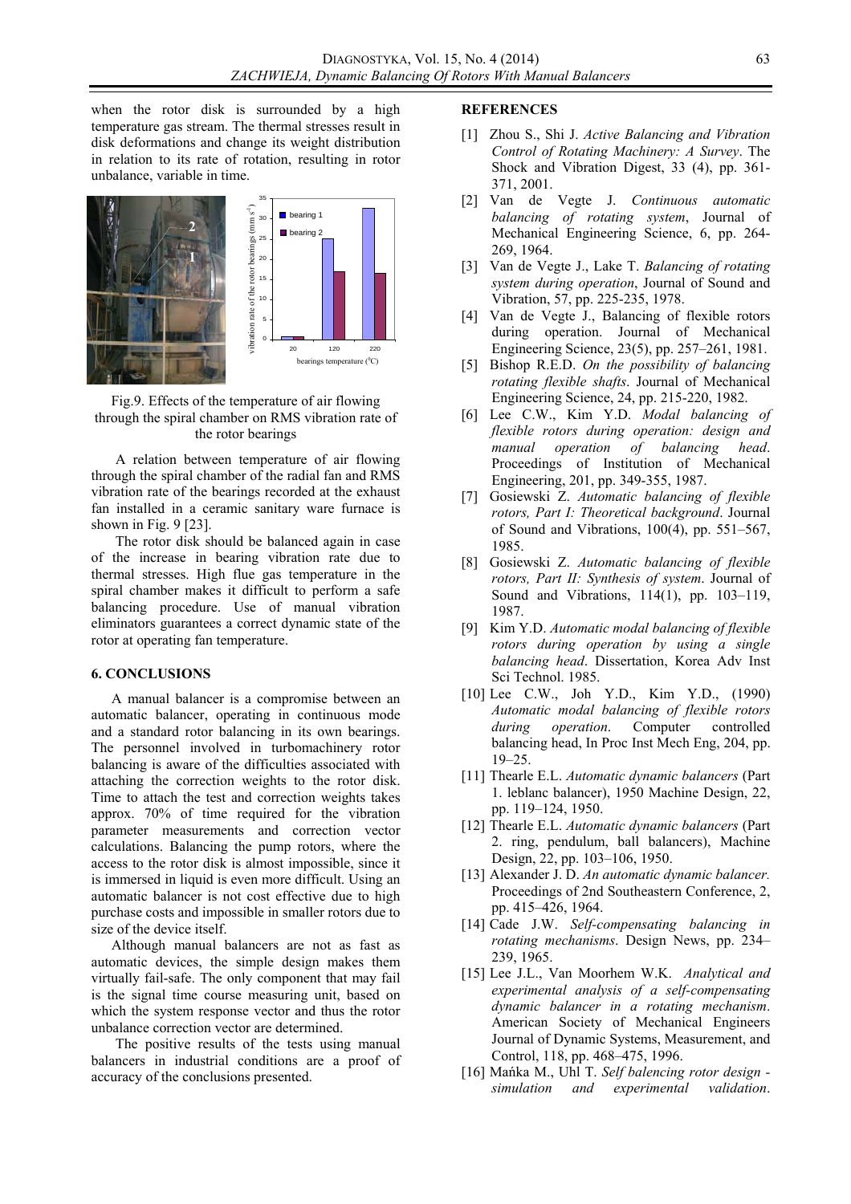when the rotor disk is surrounded by a high temperature gas stream. The thermal stresses result in disk deformations and change its weight distribution in relation to its rate of rotation, resulting in rotor unbalance, variable in time.

Fig.9. Effects of the temperature of air flowing through the spiral chamber on RMS vibration rate of the rotor bearings

A relation between temperature of air flowing through the spiral chamber of the radial fan and RMS vibration rate of the bearings recorded at the exhaust fan installed in a ceramic sanitary ware furnace is shown in Fig. 9 [23].

The rotor disk should be balanced again in case of the increase in bearing vibration rate due to thermal stresses. High flue gas temperature in the spiral chamber makes it difficult to perform a safe balancing procedure. Use of manual vibration eliminators guarantees a correct dynamic state of the rotor at operating fan temperature.

## 6. CONCLUSIONS

A manual balancer is a compromise between an automatic balancer, operating in continuous mode and a standard rotor balancing in its own bearings. The personnel involved in turbomachinery rotor balancing is aware of the difficulties associated with attaching the correction weights to the rotor disk. Time to attach the test and correction weights takes approx. 70% of time required for the vibration parameter measurements and correction vector calculations. Balancing the pump rotors, where the access to the rotor disk is almost impossible, since it is immersed in liquid is even more difficult. Using an automatic balancer is not cost effective due to high purchase costs and impossible in smaller rotors due to size of the device itself.

Although manual balancers are not as fast as automatic devices, the simple design makes them virtually fail-safe. The only component that may fail is the signal time course measuring unit, based on which the system response vector and thus the rotor unbalance correction vector are determined.

The positive results of the tests using manual balancers in industrial conditions are a proof of accuracy of the conclusions presented.

## REFERENCES

[1] Zhou S., Shi J. *Active Balancing and Vibration Control of Rotating Machinery: A Survey*. The Shock and Vibration Digest, 33 (4), pp. 361-371, 2001.

[2] Van de Vegte J. *Continuous automatic balancing of rotating system*, Journal of Mechanical Engineering Science, 6, pp. 264-269, 1964.

[3] Van de Vegte J., Lake T. *Balancing of rotating system during operation*, Journal of Sound and Vibration, 57, pp. 225-235, 1978.

[4] Van de Vegte J., Balancing of flexible rotors during operation. Journal of Mechanical Engineering Science, 23(5), pp. 257–261, 1981.

[5] Bishop R.E.D. *On the possibility of balancing rotating flexible shafts*. Journal of Mechanical Engineering Science, 24, pp. 215-220, 1982.

[6] Lee C.W., Kim Y.D. *Modal balancing of flexible rotors during operation: design and manual operation of balancing head*. Proceedings of Institution of Mechanical Engineering, 201, pp. 349-355, 1987.

[7] Gosiewski Z. *Automatic balancing of flexible rotors, Part I: Theoretical background*. Journal of Sound and Vibrations, 100(4), pp. 551–567, 1985.

[8] Gosiewski Z. *Automatic balancing of flexible rotors, Part II: Synthesis of system*. Journal of Sound and Vibrations, 114(1), pp. 103–119, 1987.

[9] Kim Y.D. *Automatic modal balancing of flexible rotors during operation by using a single balancing head*. Dissertation, Korea Adv Inst Sci Technol. 1985.

[10] Lee C.W., Joh Y.D., Kim Y.D., (1990) *Automatic modal balancing of flexible rotors during operation*. Computer controlled balancing head, In Proc Inst Mech Eng, 204, pp. 19–25.

[11] Thearle E.L. *Automatic dynamic balancers* (Part 1. leblanc balancer), 1950 Machine Design, 22, pp. 119–124, 1950.

[12] Thearle E.L. *Automatic dynamic balancers* (Part 2. ring, pendulum, ball balancers), Machine Design, 22, pp. 103–106, 1950.

[13] Alexander J. D. *An automatic dynamic balancer.* Proceedings of 2nd Southeastern Conference, 2, pp. 415–426, 1964.

[14] Cade J.W. *Self-compensating balancing in rotating mechanisms*. Design News, pp. 234–239, 1965.

[15] Lee J.L., Van Moorhem W.K. *Analytical and experimental analysis of a self-compensating dynamic balancer in a rotating mechanism*. American Society of Mechanical Engineers Journal of Dynamic Systems, Measurement, and Control, 118, pp. 468–475, 1996.

[16] Mańka M., Uhl T. *Self balencing rotor design - simulation and experimental validation*.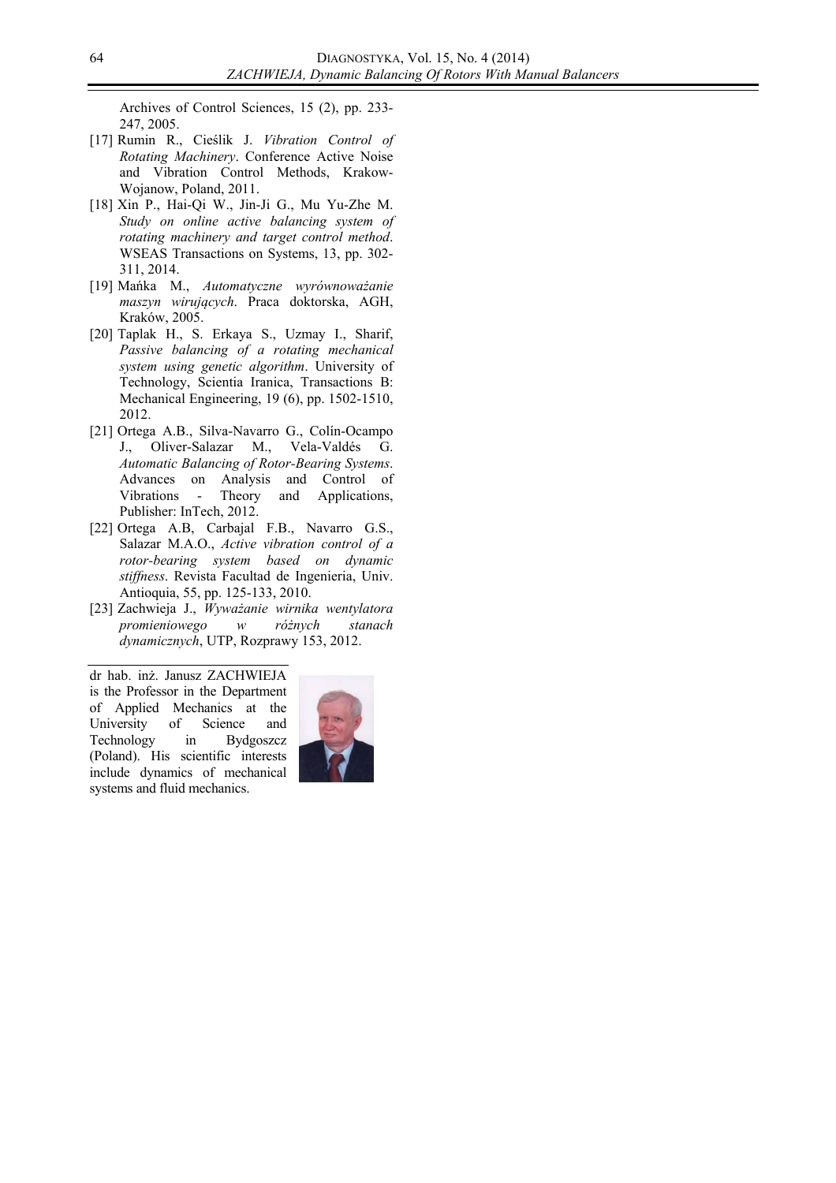Archives of Control Sciences, 15 (2), pp. 233-247, 2005.

[17] Rumin R., Cieślik J. *Vibration Control of Rotating Machinery*. Conference Active Noise and Vibration Control Methods, Krakow-Wojanow, Poland, 2011.

[18] Xin P., Hai-Qi W., Jin-Ji G., Mu Yu-Zhe M. *Study on online active balancing system of rotating machinery and target control method*. WSEAS Transactions on Systems, 13, pp. 302-311, 2014.

[19] Mańka M., *Automatyczne wyrównoważanie maszyn wirujących*. Praca doktorska, AGH, Kraków, 2005.

[20] Taplak H., S. Erkaya S., Uzmay I., Sharif, *Passive balancing of a rotating mechanical system using genetic algorithm*. University of Technology, Scientia Iranica, Transactions B: Mechanical Engineering, 19 (6), pp. 1502-1510, 2012.

[21] Ortega A.B., Silva-Navarro G., Colín-Ocampo J., Oliver-Salazar M., Vela-Valdés G. *Automatic Balancing of Rotor-Bearing Systems*. Advances on Analysis and Control of Vibrations - Theory and Applications, Publisher: InTech, 2012.

[22] Ortega A.B, Carbajal F.B., Navarro G.S., Salazar M.A.O., *Active vibration control of a rotor-bearing system based on dynamic stiffness*. Revista Facultad de Ingenieria, Univ. Antioquia, 55, pp. 125-133, 2010.

[23] Zachwieja J., *Wyważanie wirnika wentylatora promieniowego w różnych stanach dynamicznych*, UTP, Rozprawy 153, 2012.

---

dr hab. inż. Janusz ZACHWIEJA is the Professor in the Department of Applied Mechanics at the University of Science and Technology in Bydgoszcz (Poland). His scientific interests include dynamics of mechanical systems and fluid mechanics.